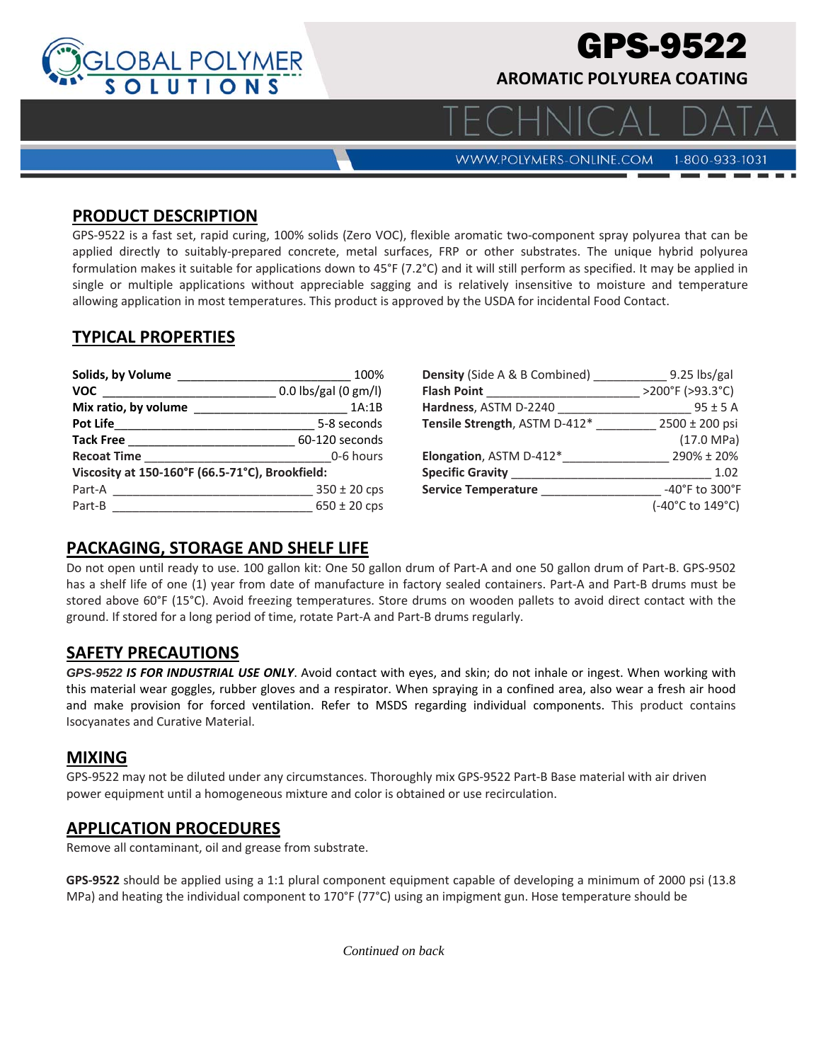# GPS-9522

## AROMATIC POLYUREA COATING

# TECHNICAL DATA

WWW.POLYMERS-ONLINE.COM 1-800-933-1031

## PRODUCT DESCRIPTION

GPS-9522 is a fast set, rapid curing, 100% solids (Zero VOC), flexible aromatic two-component spray polyurea that can be applied directly to suitably-prepared concrete, metal surfaces, FRP or other substrates. The unique hybrid polyurea formulation makes it suitable for applications down to 45°F (7.2°C) and it will still perform as specified. It may be applied in single or multiple applications without appreciable sagging and is relatively insensitive to moisture and temperature allowing application in most temperatures. This product is approved by the USDA for incidental Food Contact.

## TYPICAL PROPERTIES

| Property | Value |
|---|---|
| **Solids, by Volume** | 100% |
| **VOC** | 0.0 lbs/gal (0 gm/l) |
| **Mix ratio, by volume** | 1A:1B |
| **Pot Life** | 5-8 seconds |
| **Tack Free** | 60-120 seconds |
| **Recoat Time** | 0-6 hours |
| **Viscosity at 150-160°F (66.5-71°C), Brookfield:** | |
| Part-A | 350 ± 20 cps |
| Part-B | 650 ± 20 cps |

| Property | Value |
|---|---|
| **Density** (Side A & B Combined) | 9.25 lbs/gal |
| **Flash Point** | >200°F (>93.3°C) |
| **Hardness**, ASTM D-2240 | 95 ± 5 A |
| **Tensile Strength**, ASTM D-412* | 2500 ± 200 psi (17.0 MPa) |
| **Elongation**, ASTM D-412* | 290% ± 20% |
| **Specific Gravity** | 1.02 |
| **Service Temperature** | -40°F to 300°F (-40°C to 149°C) |

## PACKAGING, STORAGE AND SHELF LIFE

Do not open until ready to use. 100 gallon kit: One 50 gallon drum of Part-A and one 50 gallon drum of Part-B. GPS-9502 has a shelf life of one (1) year from date of manufacture in factory sealed containers. Part-A and Part-B drums must be stored above 60°F (15°C). Avoid freezing temperatures. Store drums on wooden pallets to avoid direct contact with the ground. If stored for a long period of time, rotate Part-A and Part-B drums regularly.

## SAFETY PRECAUTIONS

***GPS-9522 IS FOR INDUSTRIAL USE ONLY***. Avoid contact with eyes, and skin; do not inhale or ingest. When working with this material wear goggles, rubber gloves and a respirator. When spraying in a confined area, also wear a fresh air hood and make provision for forced ventilation. Refer to MSDS regarding individual components. This product contains Isocyanates and Curative Material.

## MIXING

GPS-9522 may not be diluted under any circumstances. Thoroughly mix GPS-9522 Part-B Base material with air driven power equipment until a homogeneous mixture and color is obtained or use recirculation.

## APPLICATION PROCEDURES

Remove all contaminant, oil and grease from substrate.

**GPS-9522** should be applied using a 1:1 plural component equipment capable of developing a minimum of 2000 psi (13.8 MPa) and heating the individual component to 170°F (77°C) using an impigment gun. Hose temperature should be

*Continued on back*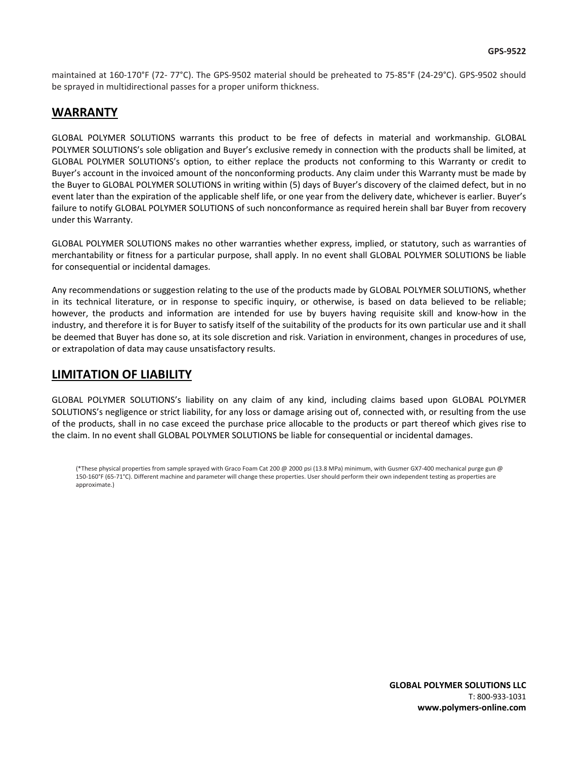maintained at 160-170°F (72- 77°C). The GPS-9502 material should be preheated to 75-85°F (24-29°C). GPS-9502 should be sprayed in multidirectional passes for a proper uniform thickness.

## WARRANTY

GLOBAL POLYMER SOLUTIONS warrants this product to be free of defects in material and workmanship. GLOBAL POLYMER SOLUTIONS's sole obligation and Buyer's exclusive remedy in connection with the products shall be limited, at GLOBAL POLYMER SOLUTIONS's option, to either replace the products not conforming to this Warranty or credit to Buyer's account in the invoiced amount of the nonconforming products. Any claim under this Warranty must be made by the Buyer to GLOBAL POLYMER SOLUTIONS in writing within (5) days of Buyer's discovery of the claimed defect, but in no event later than the expiration of the applicable shelf life, or one year from the delivery date, whichever is earlier. Buyer's failure to notify GLOBAL POLYMER SOLUTIONS of such nonconformance as required herein shall bar Buyer from recovery under this Warranty.

GLOBAL POLYMER SOLUTIONS makes no other warranties whether express, implied, or statutory, such as warranties of merchantability or fitness for a particular purpose, shall apply. In no event shall GLOBAL POLYMER SOLUTIONS be liable for consequential or incidental damages.

Any recommendations or suggestion relating to the use of the products made by GLOBAL POLYMER SOLUTIONS, whether in its technical literature, or in response to specific inquiry, or otherwise, is based on data believed to be reliable; however, the products and information are intended for use by buyers having requisite skill and know-how in the industry, and therefore it is for Buyer to satisfy itself of the suitability of the products for its own particular use and it shall be deemed that Buyer has done so, at its sole discretion and risk. Variation in environment, changes in procedures of use, or extrapolation of data may cause unsatisfactory results.

## LIMITATION OF LIABILITY

GLOBAL POLYMER SOLUTIONS's liability on any claim of any kind, including claims based upon GLOBAL POLYMER SOLUTIONS's negligence or strict liability, for any loss or damage arising out of, connected with, or resulting from the use of the products, shall in no case exceed the purchase price allocable to the products or part thereof which gives rise to the claim. In no event shall GLOBAL POLYMER SOLUTIONS be liable for consequential or incidental damages.

(*These physical properties from sample sprayed with Graco Foam Cat 200 @ 2000 psi (13.8 MPa) minimum, with Gusmer GX7-400 mechanical purge gun @ 150-160°F (65-71°C). Different machine and parameter will change these properties. User should perform their own independent testing as properties are approximate.)

**GLOBAL POLYMER SOLUTIONS LLC**
T: 800-933-1031
**www.polymers-online.com**